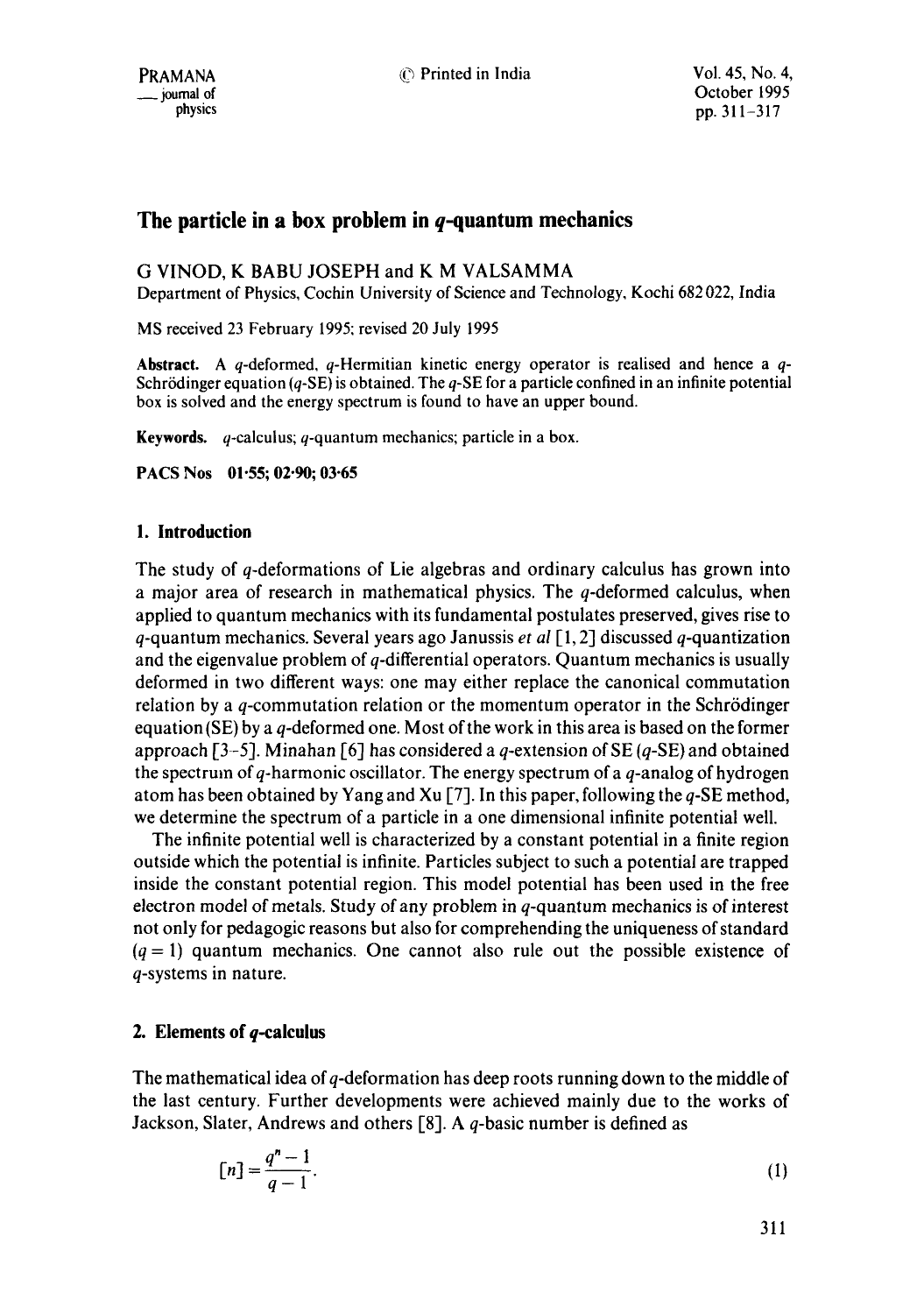# The particle in a box problem in $q$-quantum mechanics

G VINOD, K BABU JOSEPH and K M VALSAMMA

Department of Physics, Cochin University of Science and Technology, Kochi 682 022, India

MS received 23 February 1995; revised 20 July 1995

**Abstract.** A $q$-deformed, $q$-Hermitian kinetic energy operator is realised and hence a $q$-Schrödinger equation ($q$-SE) is obtained. The $q$-SE for a particle confined in an infinite potential box is solved and the energy spectrum is found to have an upper bound.

**Keywords.** $q$-calculus; $q$-quantum mechanics; particle in a box.

**PACS Nos** 01·55; 02·90; 03·65

## 1. Introduction

The study of $q$-deformations of Lie algebras and ordinary calculus has grown into a major area of research in mathematical physics. The $q$-deformed calculus, when applied to quantum mechanics with its fundamental postulates preserved, gives rise to $q$-quantum mechanics. Several years ago Janussis *et al* [1, 2] discussed $q$-quantization and the eigenvalue problem of $q$-differential operators. Quantum mechanics is usually deformed in two different ways: one may either replace the canonical commutation relation by a $q$-commutation relation or the momentum operator in the Schrödinger equation (SE) by a $q$-deformed one. Most of the work in this area is based on the former approach [3–5]. Minahan [6] has considered a $q$-extension of SE ($q$-SE) and obtained the spectrum of $q$-harmonic oscillator. The energy spectrum of a $q$-analog of hydrogen atom has been obtained by Yang and Xu [7]. In this paper, following the $q$-SE method, we determine the spectrum of a particle in a one dimensional infinite potential well.

The infinite potential well is characterized by a constant potential in a finite region outside which the potential is infinite. Particles subject to such a potential are trapped inside the constant potential region. This model potential has been used in the free electron model of metals. Study of any problem in $q$-quantum mechanics is of interest not only for pedagogic reasons but also for comprehending the uniqueness of standard ($q = 1$) quantum mechanics. One cannot also rule out the possible existence of $q$-systems in nature.

## 2. Elements of $q$-calculus

The mathematical idea of $q$-deformation has deep roots running down to the middle of the last century. Further developments were achieved mainly due to the works of Jackson, Slater, Andrews and others [8]. A $q$-basic number is defined as

$$[n] = \frac{q^n - 1}{q - 1}. \tag{1}$$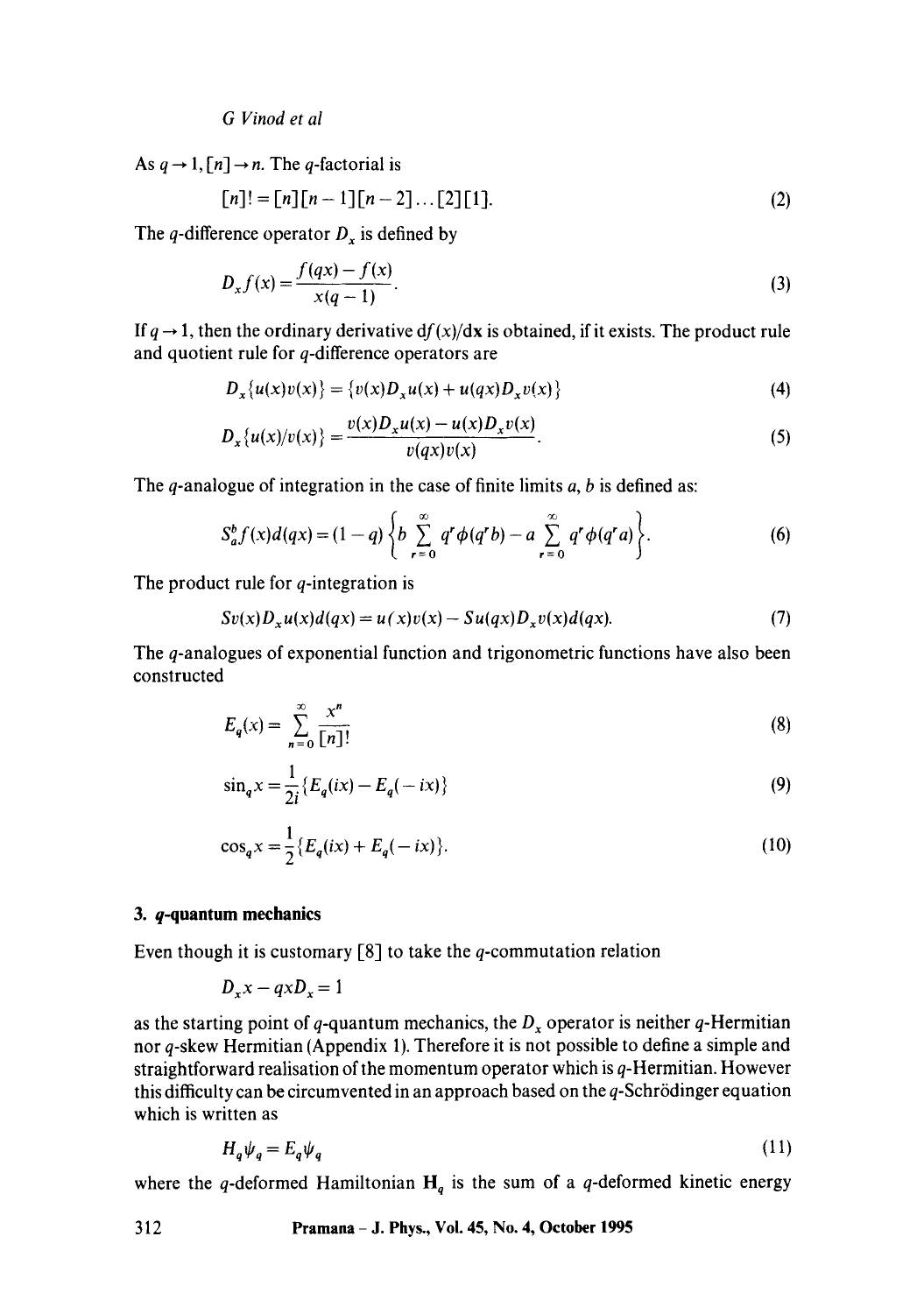As $q \to 1, [n] \to n$. The $q$-factorial is

$$[n]! = [n][n-1][n-2]\dots[2][1]. \tag{2}$$

The $q$-difference operator $D_x$ is defined by

$$D_x f(x) = \frac{f(qx) - f(x)}{x(q-1)}. \tag{3}$$

If $q \to 1$, then the ordinary derivative $df(x)/dx$ is obtained, if it exists. The product rule and quotient rule for $q$-difference operators are

$$D_x\{u(x)v(x)\} = \{v(x)D_x u(x) + u(qx)D_x v(x)\} \tag{4}$$

$$D_x\{u(x)/v(x)\} = \frac{v(x)D_x u(x) - u(x)D_x v(x)}{v(qx)v(x)}. \tag{5}$$

The $q$-analogue of integration in the case of finite limits $a$, $b$ is defined as:

$$S_a^b f(x) d(qx) = (1-q)\left\{b \sum_{r=0}^{\infty} q^r \phi(q^r b) - a \sum_{r=0}^{\infty} q^r \phi(q^r a)\right\}. \tag{6}$$

The product rule for $q$-integration is

$$S v(x) D_x u(x) d(qx) = u(x)v(x) - S u(qx) D_x v(x) d(qx). \tag{7}$$

The $q$-analogues of exponential function and trigonometric functions have also been constructed

$$E_q(x) = \sum_{n=0}^{\infty} \frac{x^n}{[n]!} \tag{8}$$

$$\sin_q x = \frac{1}{2i}\{E_q(ix) - E_q(-ix)\} \tag{9}$$

$$\cos_q x = \frac{1}{2}\{E_q(ix) + E_q(-ix)\}. \tag{10}$$

### 3. $q$-quantum mechanics

Even though it is customary [8] to take the $q$-commutation relation

$$D_x x - qx D_x = 1$$

as the starting point of $q$-quantum mechanics, the $D_x$ operator is neither $q$-Hermitian nor $q$-skew Hermitian (Appendix 1). Therefore it is not possible to define a simple and straightforward realisation of the momentum operator which is $q$-Hermitian. However this difficulty can be circumvented in an approach based on the $q$-Schrödinger equation which is written as

$$H_q \psi_q = E_q \psi_q \tag{11}$$

where the $q$-deformed Hamiltonian $\mathbf{H}_q$ is the sum of a $q$-deformed kinetic energy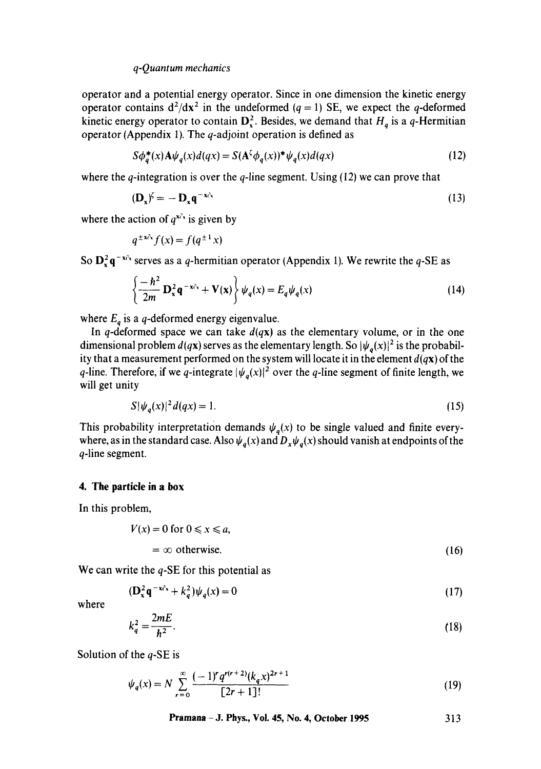operator and a potential energy operator. Since in one dimension the kinetic energy operator contains $d^2/dx^2$ in the undeformed ($q = 1$) SE, we expect the $q$-deformed kinetic energy operator to contain $\mathbf{D}_x^2$. Besides, we demand that $H_q$ is a $q$-Hermitian operator (Appendix 1). The $q$-adjoint operation is defined as

$$S\phi_q^*(x)\mathbf{A}\psi_q(x)d(qx) = S(\mathbf{A}^\xi\phi_q(x))^*\psi_q(x)d(qx) \tag{12}$$

where the $q$-integration is over the $q$-line segment. Using (12) we can prove that

$$(\mathbf{D}_x)^\xi = -\mathbf{D}_x\mathbf{q}^{-x\partial_x} \tag{13}$$

where the action of $q^{x\partial_x}$ is given by

$$q^{\pm x\partial_x}f(x) = f(q^{\pm 1}x)$$

So $\mathbf{D}_x^2\mathbf{q}^{-x\partial_x}$ serves as a $q$-hermitian operator (Appendix 1). We rewrite the $q$-SE as

$$\left\{\frac{-\hbar^2}{2m}\mathbf{D}_x^2\mathbf{q}^{-x\partial_x} + \mathbf{V}(\mathbf{x})\right\}\psi_q(x) = E_q\psi_q(x) \tag{14}$$

where $E_q$ is a $q$-deformed energy eigenvalue.

In $q$-deformed space we can take $d(q\mathbf{x})$ as the elementary volume, or in the one dimensional problem $d(q\mathbf{x})$ serves as the elementary length. So $|\psi_q(x)|^2$ is the probability that a measurement performed on the system will locate it in the element $d(q\mathbf{x})$ of the $q$-line. Therefore, if we $q$-integrate $|\psi_q(x)|^2$ over the $q$-line segment of finite length, we will get unity

$$S|\psi_q(x)|^2 d(qx) = 1. \tag{15}$$

This probability interpretation demands $\psi_q(x)$ to be single valued and finite everywhere, as in the standard case. Also $\psi_q(x)$ and $D_x\psi_q(x)$ should vanish at endpoints of the $q$-line segment.

## 4. The particle in a box

In this problem,

$$\begin{aligned} V(x) &= 0 \text{ for } 0 \leqslant x \leqslant a, \\ &= \infty \text{ otherwise.} \end{aligned} \tag{16}$$

We can write the $q$-SE for this potential as

$$(\mathbf{D}_x^2\mathbf{q}^{-x\partial_x} + k_q^2)\psi_q(x) = 0 \tag{17}$$

where

$$k_q^2 = \frac{2mE}{\hbar^2}. \tag{18}$$

Solution of the $q$-SE is

$$\psi_q(x) = N\sum_{r=0}^{\infty}\frac{(-1)^r q^{r(r+2)}(k_q x)^{2r+1}}{[2r+1]!} \tag{19}$$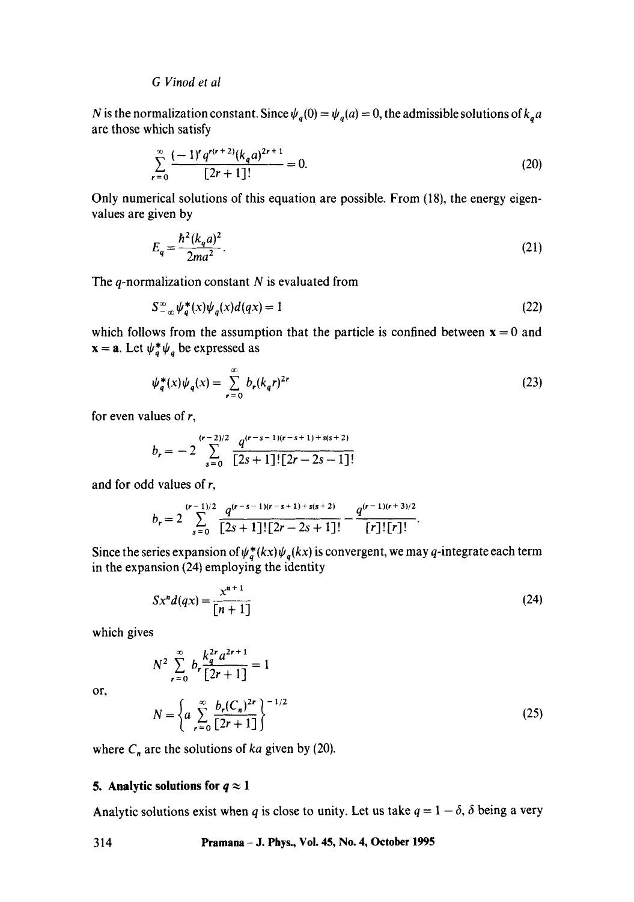$N$ is the normalization constant. Since $\psi_q(0) = \psi_q(a) = 0$, the admissible solutions of $k_q a$ are those which satisfy

$$\sum_{r=0}^{\infty} \frac{(-1)^r q^{r(r+2)}(k_q a)^{2r+1}}{[2r+1]!} = 0. \tag{20}$$

Only numerical solutions of this equation are possible. From (18), the energy eigenvalues are given by

$$E_q = \frac{\hbar^2 (k_q a)^2}{2ma^2}. \tag{21}$$

The $q$-normalization constant $N$ is evaluated from

$$S_{-\infty}^{\infty} \psi_q^*(x)\psi_q(x) d(qx) = 1 \tag{22}$$

which follows from the assumption that the particle is confined between $\mathbf{x} = 0$ and $\mathbf{x} = \mathbf{a}$. Let $\psi_q^* \psi_q$ be expressed as

$$\psi_q^*(x)\psi_q(x) = \sum_{r=0}^{\infty} b_r (k_q r)^{2r} \tag{23}$$

for even values of $r$,

$$b_r = -2 \sum_{s=0}^{(r-2)/2} \frac{q^{(r-s-1)(r-s+1)+s(s+2)}}{[2s+1]![2r-2s-1]!}$$

and for odd values of $r$,

$$b_r = 2 \sum_{s=0}^{(r-1)/2} \frac{q^{(r-s-1)(r-s+1)+s(s+2)}}{[2s+1]![2r-2s+1]!} - \frac{q^{(r-1)(r+3)/2}}{[r]![r]!}.$$

Since the series expansion of $\psi_q^*(kx)\psi_q(kx)$ is convergent, we may $q$-integrate each term in the expansion (24) employing the identity

$$S x^n d(qx) = \frac{x^{n+1}}{[n+1]} \tag{24}$$

which gives

$$N^2 \sum_{r=0}^{\infty} b_r \frac{k_q^{2r} a^{2r+1}}{[2r+1]} = 1$$

or,

$$N = \left\{ a \sum_{r=0}^{\infty} \frac{b_r (C_n)^{2r}}{[2r+1]} \right\}^{-1/2} \tag{25}$$

where $C_n$ are the solutions of $ka$ given by (20).

## 5. Analytic solutions for $q \approx 1$

Analytic solutions exist when $q$ is close to unity. Let us take $q = 1 - \delta$, $\delta$ being a very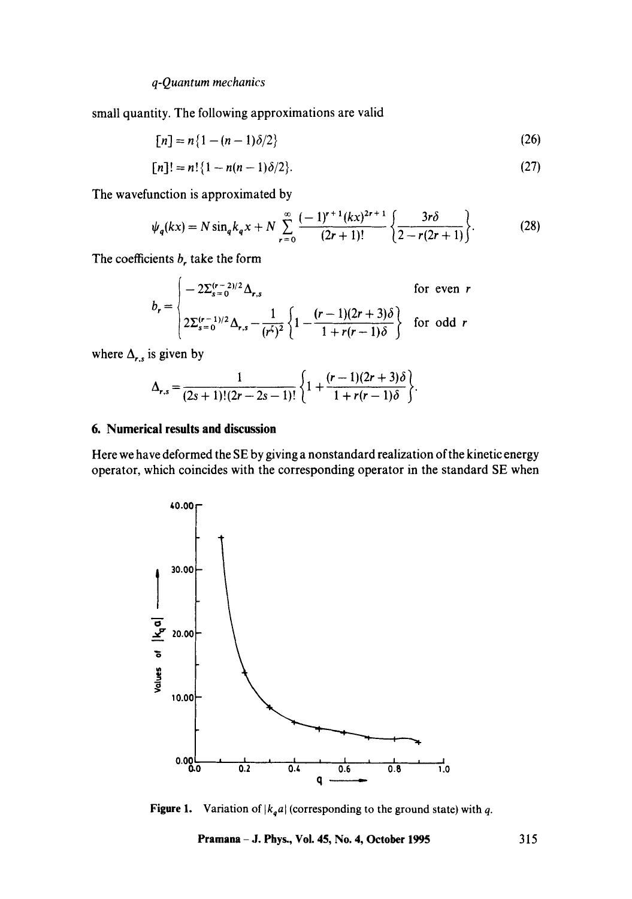small quantity. The following approximations are valid

$$[n] = n\{1 - (n-1)\delta/2\} \tag{26}$$

$$[n]! = n!\{1 - n(n-1)\delta/2\}. \tag{27}$$

The wavefunction is approximated by

$$\psi_q(kx) = N \sin_q k_q x + N \sum_{r=0}^{\infty} \frac{(-1)^{r+1}(kx)^{2r+1}}{(2r+1)!} \left\{ \frac{3r\delta}{2 - r(2r+1)} \right\}. \tag{28}$$

The coefficients $b_r$ take the form

$$b_r = \begin{cases} -2\Sigma_{s=0}^{(r-2)/2} \Delta_{r,s} & \text{for even } r \\ 2\Sigma_{s=0}^{(r-1)/2} \Delta_{r,s} - \dfrac{1}{(r^\xi)^2}\left\{1 - \dfrac{(r-1)(2r+3)\delta}{1 + r(r-1)\delta}\right\} & \text{for odd } r \end{cases}$$

where $\Delta_{r,s}$ is given by

$$\Delta_{r,s} = \frac{1}{(2s+1)!(2r-2s-1)!} \left\{ 1 + \frac{(r-1)(2r+3)\delta}{1 + r(r-1)\delta} \right\}.$$

## 6. Numerical results and discussion

Here we have deformed the SE by giving a nonstandard realization of the kinetic energy operator, which coincides with the corresponding operator in the standard SE when

**Figure 1.** Variation of $|k_q a|$ (corresponding to the ground state) with $q$.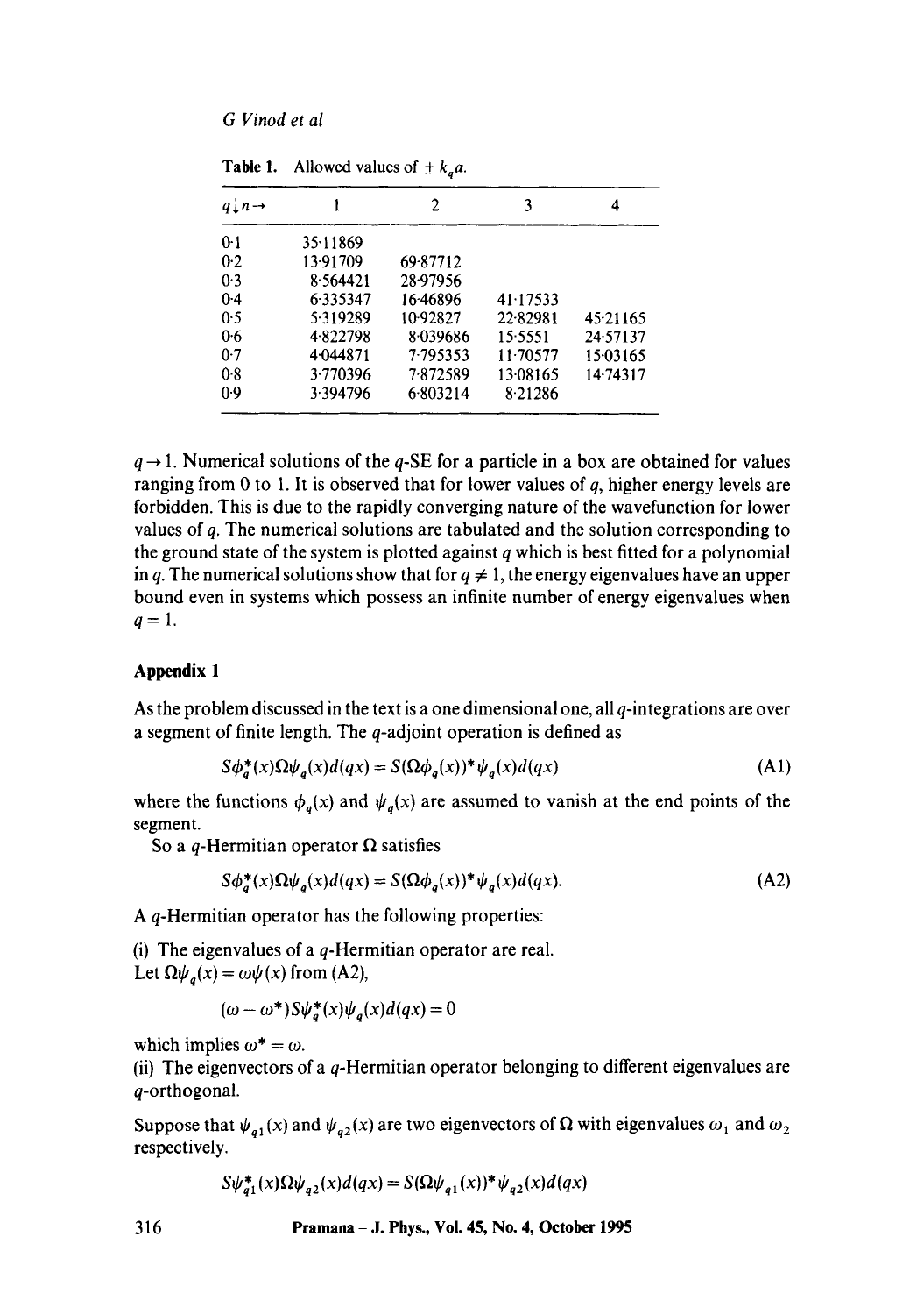**Table 1.** Allowed values of $\pm k_q a$.

| $q\downarrow n\rightarrow$ | 1 | 2 | 3 | 4 |
|---|---|---|---|---|
| 0·1 | 35·11869 | | | |
| 0·2 | 13·91709 | 69·87712 | | |
| 0·3 | 8·564421 | 28·97956 | | |
| 0·4 | 6·335347 | 16·46896 | 41·17533 | |
| 0·5 | 5·319289 | 10·92827 | 22·82981 | 45·21165 |
| 0·6 | 4·822798 | 8·039686 | 15·5551 | 24·57137 |
| 0·7 | 4·044871 | 7·795353 | 11·70577 | 15·03165 |
| 0·8 | 3·770396 | 7·872589 | 13·08165 | 14·74317 |
| 0·9 | 3·394796 | 6·803214 | 8·21286 | |

$q \rightarrow 1$. Numerical solutions of the $q$-SE for a particle in a box are obtained for values ranging from 0 to 1. It is observed that for lower values of $q$, higher energy levels are forbidden. This is due to the rapidly converging nature of the wavefunction for lower values of $q$. The numerical solutions are tabulated and the solution corresponding to the ground state of the system is plotted against $q$ which is best fitted for a polynomial in $q$. The numerical solutions show that for $q \neq 1$, the energy eigenvalues have an upper bound even in systems which possess an infinite number of energy eigenvalues when $q = 1$.

## Appendix 1

As the problem discussed in the text is a one dimensional one, all $q$-integrations are over a segment of finite length. The $q$-adjoint operation is defined as

$$S\phi_q^*(x)\Omega\psi_q(x)d(qx) = S(\Omega\phi_q(x))^*\psi_q(x)d(qx) \tag{A1}$$

where the functions $\phi_q(x)$ and $\psi_q(x)$ are assumed to vanish at the end points of the segment.

So a $q$-Hermitian operator $\Omega$ satisfies

$$S\phi_q^*(x)\Omega\psi_q(x)d(qx) = S(\Omega\phi_q(x))^*\psi_q(x)d(qx). \tag{A2}$$

A $q$-Hermitian operator has the following properties:

(i) The eigenvalues of a $q$-Hermitian operator are real.
Let $\Omega\psi_q(x) = \omega\psi(x)$ from (A2),

$$(\omega - \omega^*)S\psi_q^*(x)\psi_q(x)d(qx) = 0$$

which implies $\omega^* = \omega$.

(ii) The eigenvectors of a $q$-Hermitian operator belonging to different eigenvalues are $q$-orthogonal.

Suppose that $\psi_{q1}(x)$ and $\psi_{q2}(x)$ are two eigenvectors of $\Omega$ with eigenvalues $\omega_1$ and $\omega_2$ respectively.

$$S\psi_{q1}^*(x)\Omega\psi_{q2}(x)d(qx) = S(\Omega\psi_{q1}(x))^*\psi_{q2}(x)d(qx)$$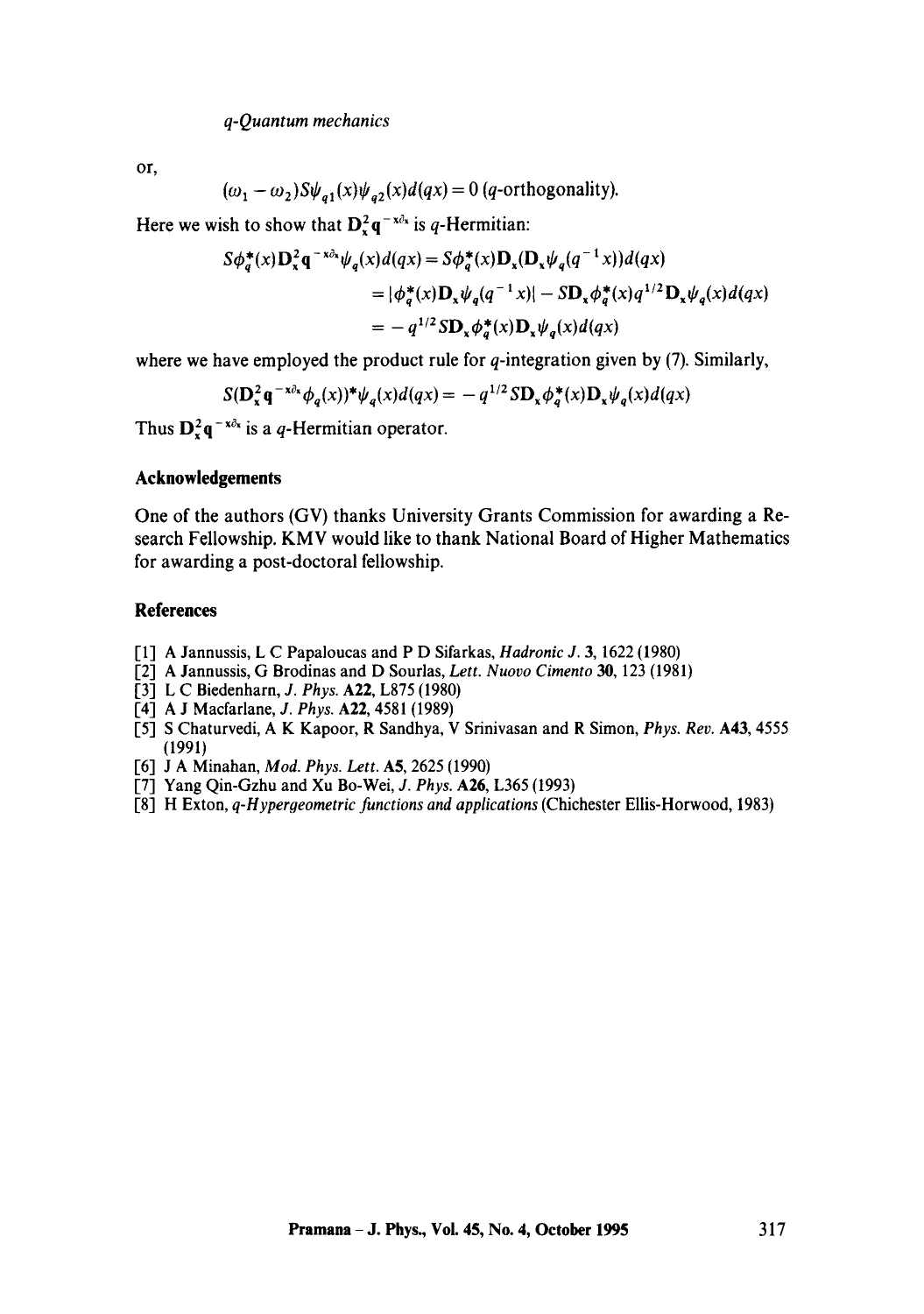or,

$$(\omega_1 - \omega_2) S\psi_{q1}(x)\psi_{q2}(x)d(qx) = 0 \text{ (}q\text{-orthogonality).}$$

Here we wish to show that $\mathbf{D}_x^2 \mathbf{q}^{-x\partial_x}$ is $q$-Hermitian:

$$\begin{aligned}
S\phi_q^*(x)\mathbf{D}_x^2\mathbf{q}^{-x\partial_x}\psi_q(x)d(qx) &= S\phi_q^*(x)\mathbf{D}_x(\mathbf{D}_x\psi_q(q^{-1}x))d(qx) \\
&= |\phi_q^*(x)\mathbf{D}_x\psi_q(q^{-1}x)| - S\mathbf{D}_x\phi_q^*(x)q^{1/2}\mathbf{D}_x\psi_q(x)d(qx) \\
&= -q^{1/2}S\mathbf{D}_x\phi_q^*(x)\mathbf{D}_x\psi_q(x)d(qx)
\end{aligned}$$

where we have employed the product rule for $q$-integration given by (7). Similarly,

$$S(\mathbf{D}_x^2\mathbf{q}^{-x\partial_x}\phi_q(x))^*\psi_q(x)d(qx) = -q^{1/2}S\mathbf{D}_x\phi_q^*(x)\mathbf{D}_x\psi_q(x)d(qx)$$

Thus $\mathbf{D}_x^2\mathbf{q}^{-x\partial_x}$ is a $q$-Hermitian operator.

## Acknowledgements

One of the authors (GV) thanks University Grants Commission for awarding a Research Fellowship. KMV would like to thank National Board of Higher Mathematics for awarding a post-doctoral fellowship.

## References

[1] A Jannussis, L C Papaloucas and P D Sifarkas, *Hadronic J.* **3**, 1622 (1980)

[2] A Jannussis, G Brodinas and D Sourlas, *Lett. Nuovo Cimento* **30**, 123 (1981)

[3] L C Biedenharn, *J. Phys.* **A22**, L875 (1980)

[4] A J Macfarlane, *J. Phys.* **A22**, 4581 (1989)

[5] S Chaturvedi, A K Kapoor, R Sandhya, V Srinivasan and R Simon, *Phys. Rev.* **A43**, 4555 (1991)

[6] J A Minahan, *Mod. Phys. Lett.* **A5**, 2625 (1990)

[7] Yang Qin-Gzhu and Xu Bo-Wei, *J. Phys.* **A26**, L365 (1993)

[8] H Exton, *q-Hypergeometric functions and applications* (Chichester Ellis-Horwood, 1983)